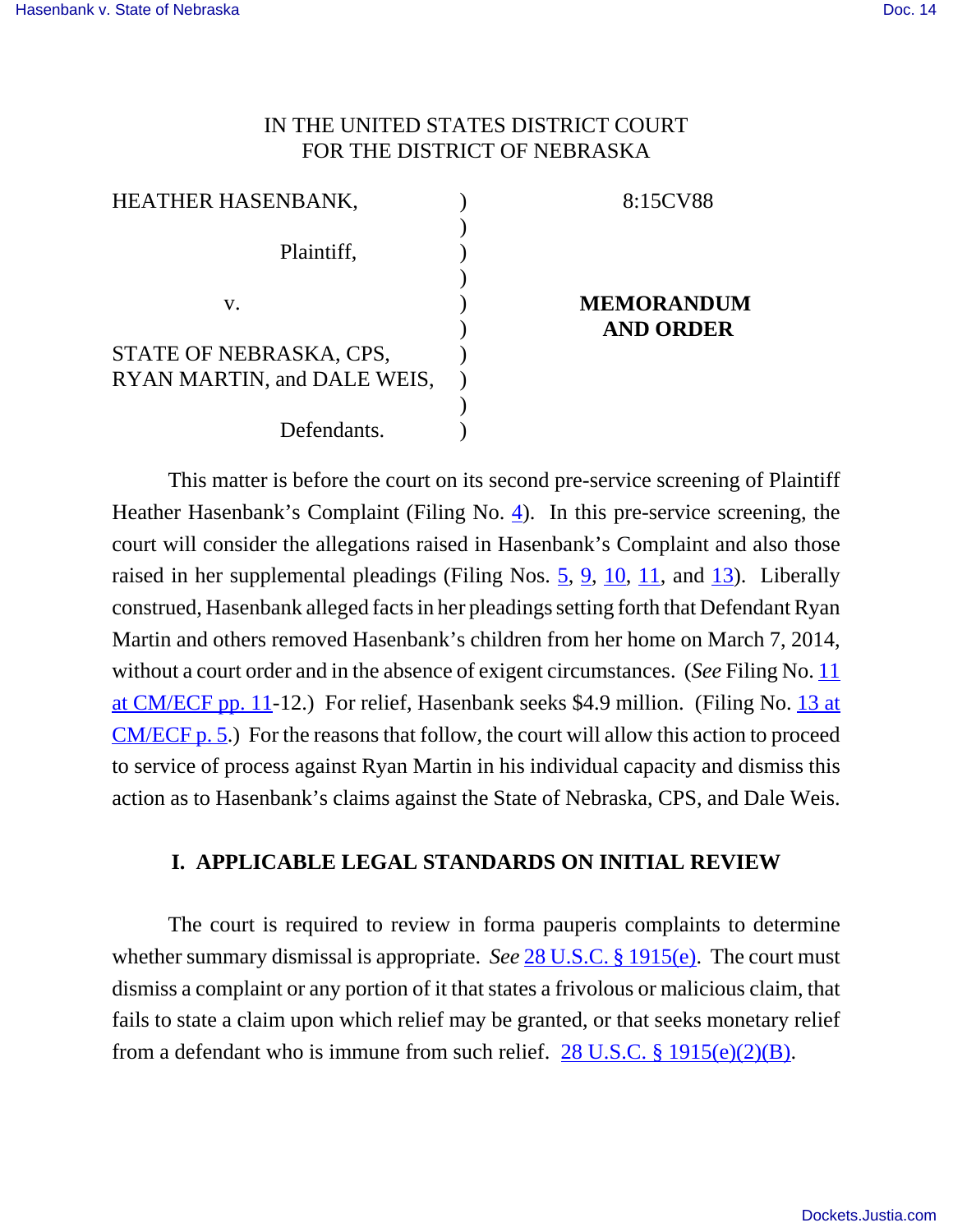IN THE UNITED STATES DISTRICT COURT
FOR THE DISTRICT OF NEBRASKA

| | | |
|---|---|---|
| HEATHER HASENBANK, Plaintiff, | ) | 8:15CV88 |
| v. | ) | **MEMORANDUM AND ORDER** |
| STATE OF NEBRASKA, CPS, RYAN MARTIN, and DALE WEIS, Defendants. | ) | |

This matter is before the court on its second pre-service screening of Plaintiff Heather Hasenbank's Complaint (Filing No. 4). In this pre-service screening, the court will consider the allegations raised in Hasenbank's Complaint and also those raised in her supplemental pleadings (Filing Nos. 5, 9, 10, 11, and 13). Liberally construed, Hasenbank alleged facts in her pleadings setting forth that Defendant Ryan Martin and others removed Hasenbank's children from her home on March 7, 2014, without a court order and in the absence of exigent circumstances. (*See* Filing No. 11 at CM/ECF pp. 11-12.) For relief, Hasenbank seeks $4.9 million. (Filing No. 13 at CM/ECF p. 5.) For the reasons that follow, the court will allow this action to proceed to service of process against Ryan Martin in his individual capacity and dismiss this action as to Hasenbank's claims against the State of Nebraska, CPS, and Dale Weis.

## I. APPLICABLE LEGAL STANDARDS ON INITIAL REVIEW

The court is required to review in forma pauperis complaints to determine whether summary dismissal is appropriate. *See* 28 U.S.C. § 1915(e). The court must dismiss a complaint or any portion of it that states a frivolous or malicious claim, that fails to state a claim upon which relief may be granted, or that seeks monetary relief from a defendant who is immune from such relief. 28 U.S.C. § 1915(e)(2)(B).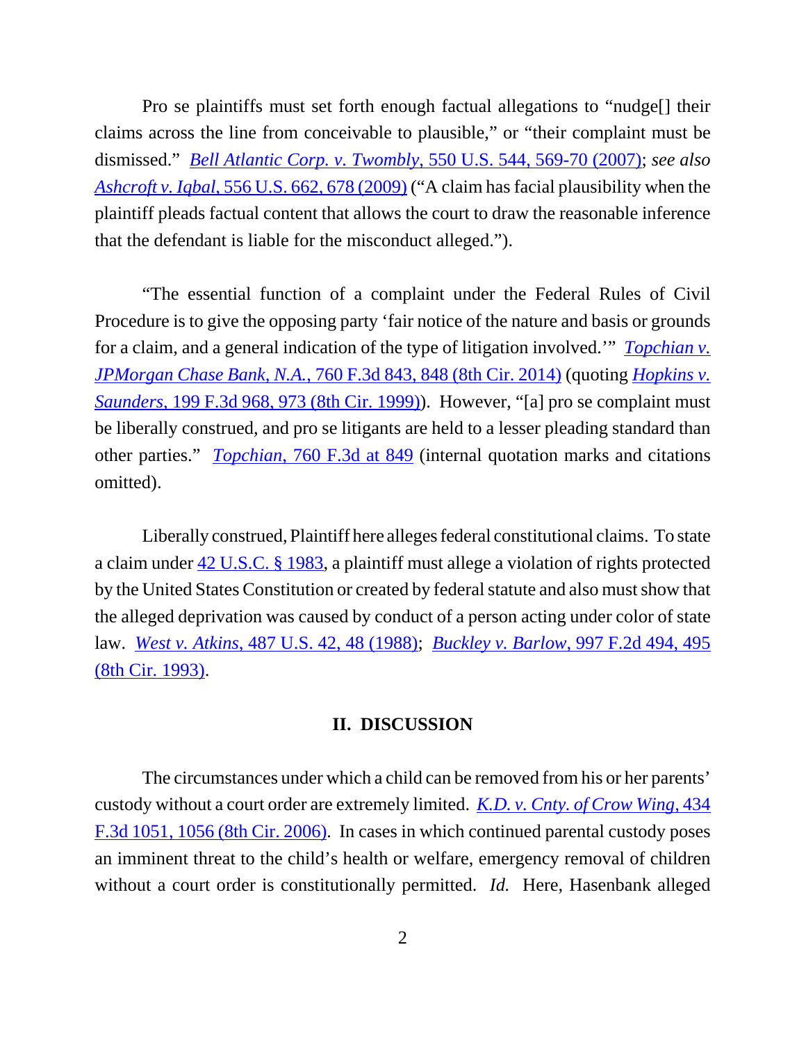Pro se plaintiffs must set forth enough factual allegations to "nudge[] their claims across the line from conceivable to plausible," or "their complaint must be dismissed." *Bell Atlantic Corp. v. Twombly*, 550 U.S. 544, 569-70 (2007); *see also Ashcroft v. Iqbal*, 556 U.S. 662, 678 (2009) ("A claim has facial plausibility when the plaintiff pleads factual content that allows the court to draw the reasonable inference that the defendant is liable for the misconduct alleged.").

"The essential function of a complaint under the Federal Rules of Civil Procedure is to give the opposing party 'fair notice of the nature and basis or grounds for a claim, and a general indication of the type of litigation involved.'" *Topchian v. JPMorgan Chase Bank, N.A.*, 760 F.3d 843, 848 (8th Cir. 2014) (quoting *Hopkins v. Saunders*, 199 F.3d 968, 973 (8th Cir. 1999)). However, "[a] pro se complaint must be liberally construed, and pro se litigants are held to a lesser pleading standard than other parties." *Topchian*, 760 F.3d at 849 (internal quotation marks and citations omitted).

Liberally construed, Plaintiff here alleges federal constitutional claims. To state a claim under 42 U.S.C. § 1983, a plaintiff must allege a violation of rights protected by the United States Constitution or created by federal statute and also must show that the alleged deprivation was caused by conduct of a person acting under color of state law. *West v. Atkins*, 487 U.S. 42, 48 (1988); *Buckley v. Barlow*, 997 F.2d 494, 495 (8th Cir. 1993).

## II. DISCUSSION

The circumstances under which a child can be removed from his or her parents' custody without a court order are extremely limited. *K.D. v. Cnty. of Crow Wing*, 434 F.3d 1051, 1056 (8th Cir. 2006). In cases in which continued parental custody poses an imminent threat to the child's health or welfare, emergency removal of children without a court order is constitutionally permitted. *Id.* Here, Hasenbank alleged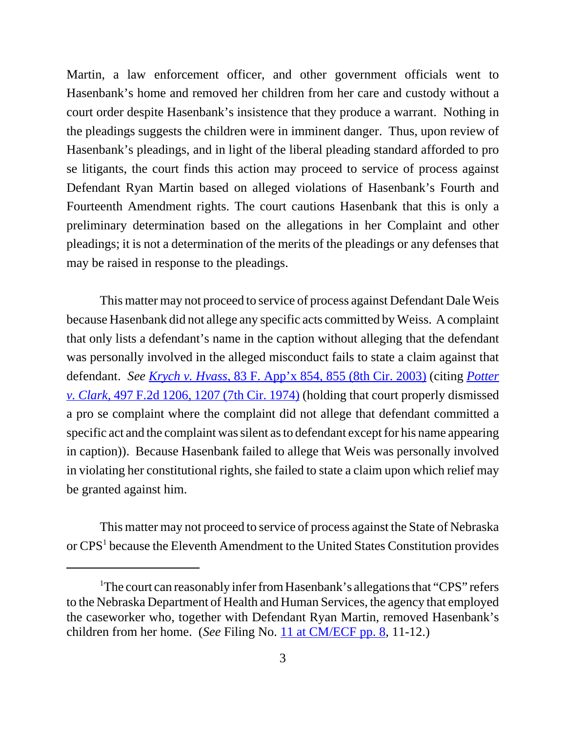Martin, a law enforcement officer, and other government officials went to Hasenbank's home and removed her children from her care and custody without a court order despite Hasenbank's insistence that they produce a warrant. Nothing in the pleadings suggests the children were in imminent danger. Thus, upon review of Hasenbank's pleadings, and in light of the liberal pleading standard afforded to pro se litigants, the court finds this action may proceed to service of process against Defendant Ryan Martin based on alleged violations of Hasenbank's Fourth and Fourteenth Amendment rights. The court cautions Hasenbank that this is only a preliminary determination based on the allegations in her Complaint and other pleadings; it is not a determination of the merits of the pleadings or any defenses that may be raised in response to the pleadings.

This matter may not proceed to service of process against Defendant Dale Weis because Hasenbank did not allege any specific acts committed by Weiss. A complaint that only lists a defendant's name in the caption without alleging that the defendant was personally involved in the alleged misconduct fails to state a claim against that defendant. *See* *Krych v. Hvass*, 83 F. App'x 854, 855 (8th Cir. 2003) (citing *Potter v. Clark*, 497 F.2d 1206, 1207 (7th Cir. 1974) (holding that court properly dismissed a pro se complaint where the complaint did not allege that defendant committed a specific act and the complaint was silent as to defendant except for his name appearing in caption)). Because Hasenbank failed to allege that Weis was personally involved in violating her constitutional rights, she failed to state a claim upon which relief may be granted against him.

This matter may not proceed to service of process against the State of Nebraska or CPS[1] because the Eleventh Amendment to the United States Constitution provides

[1]The court can reasonably infer from Hasenbank's allegations that "CPS" refers to the Nebraska Department of Health and Human Services, the agency that employed the caseworker who, together with Defendant Ryan Martin, removed Hasenbank's children from her home. (*See* Filing No. 11 at CM/ECF pp. 8, 11-12.)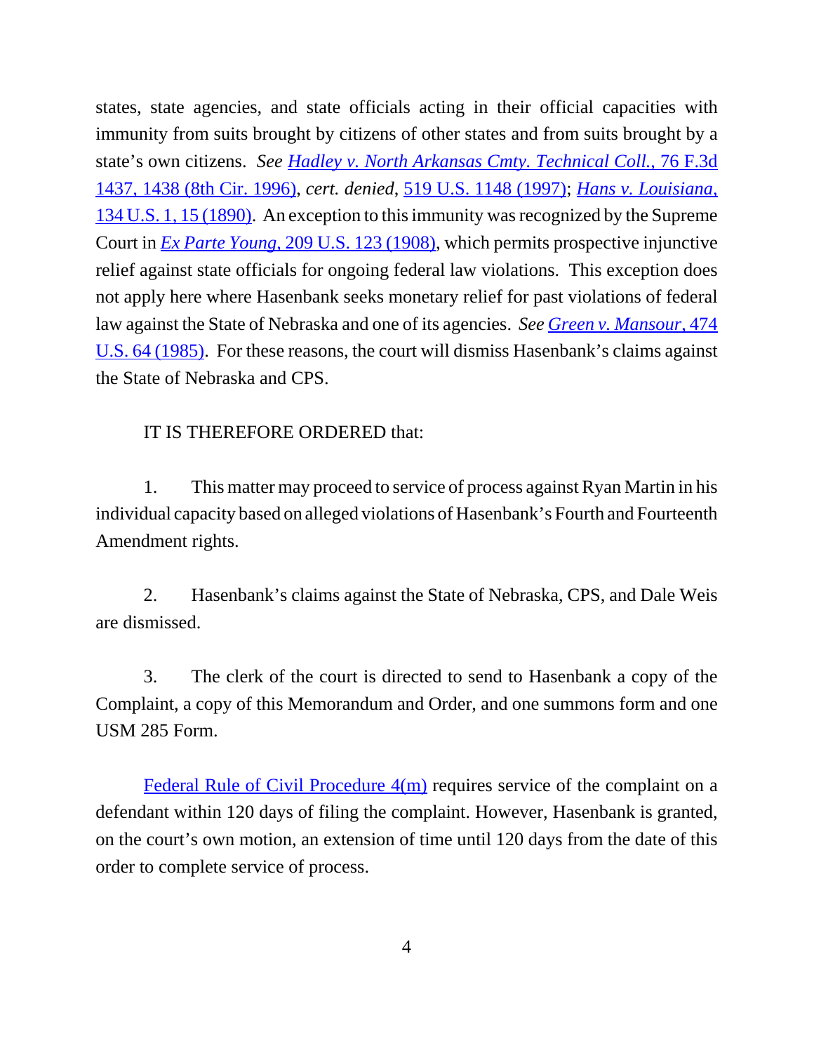states, state agencies, and state officials acting in their official capacities with immunity from suits brought by citizens of other states and from suits brought by a state's own citizens. *See Hadley v. North Arkansas Cmty. Technical Coll.*, 76 F.3d 1437, 1438 (8th Cir. 1996), *cert. denied*, 519 U.S. 1148 (1997); *Hans v. Louisiana*, 134 U.S. 1, 15 (1890). An exception to this immunity was recognized by the Supreme Court in *Ex Parte Young*, 209 U.S. 123 (1908), which permits prospective injunctive relief against state officials for ongoing federal law violations. This exception does not apply here where Hasenbank seeks monetary relief for past violations of federal law against the State of Nebraska and one of its agencies. *See Green v. Mansour*, 474 U.S. 64 (1985). For these reasons, the court will dismiss Hasenbank's claims against the State of Nebraska and CPS.

IT IS THEREFORE ORDERED that:

1. This matter may proceed to service of process against Ryan Martin in his individual capacity based on alleged violations of Hasenbank's Fourth and Fourteenth Amendment rights.

2. Hasenbank's claims against the State of Nebraska, CPS, and Dale Weis are dismissed.

3. The clerk of the court is directed to send to Hasenbank a copy of the Complaint, a copy of this Memorandum and Order, and one summons form and one USM 285 Form.

Federal Rule of Civil Procedure 4(m) requires service of the complaint on a defendant within 120 days of filing the complaint. However, Hasenbank is granted, on the court's own motion, an extension of time until 120 days from the date of this order to complete service of process.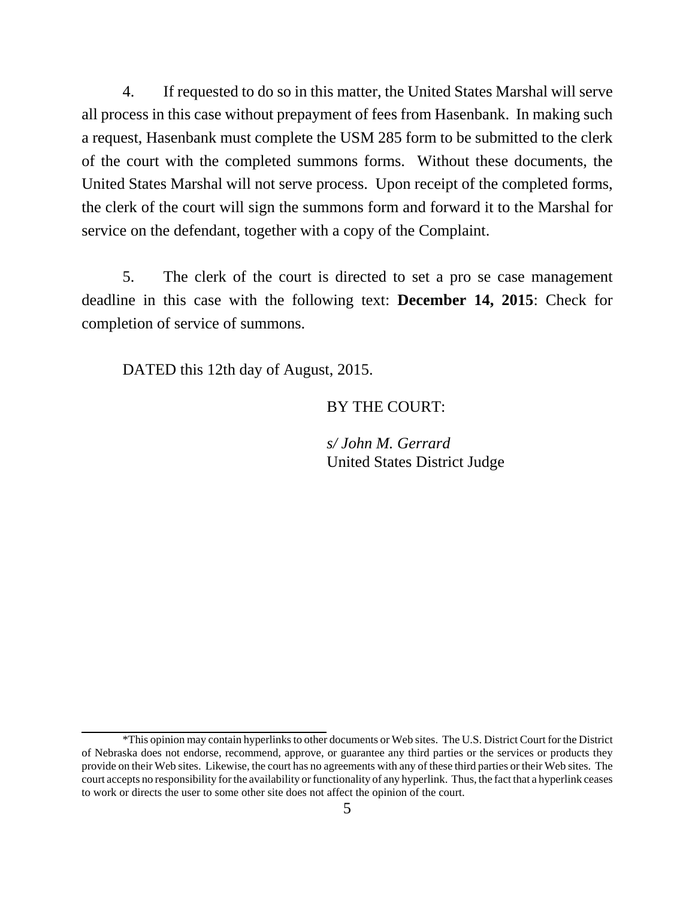4. If requested to do so in this matter, the United States Marshal will serve all process in this case without prepayment of fees from Hasenbank. In making such a request, Hasenbank must complete the USM 285 form to be submitted to the clerk of the court with the completed summons forms. Without these documents, the United States Marshal will not serve process. Upon receipt of the completed forms, the clerk of the court will sign the summons form and forward it to the Marshal for service on the defendant, together with a copy of the Complaint.

5. The clerk of the court is directed to set a pro se case management deadline in this case with the following text: **December 14, 2015**: Check for completion of service of summons.

DATED this 12th day of August, 2015.

BY THE COURT:

*s/ John M. Gerrard*
United States District Judge

*This opinion may contain hyperlinks to other documents or Web sites. The U.S. District Court for the District of Nebraska does not endorse, recommend, approve, or guarantee any third parties or the services or products they provide on their Web sites. Likewise, the court has no agreements with any of these third parties or their Web sites. The court accepts no responsibility for the availability or functionality of any hyperlink. Thus, the fact that a hyperlink ceases to work or directs the user to some other site does not affect the opinion of the court.